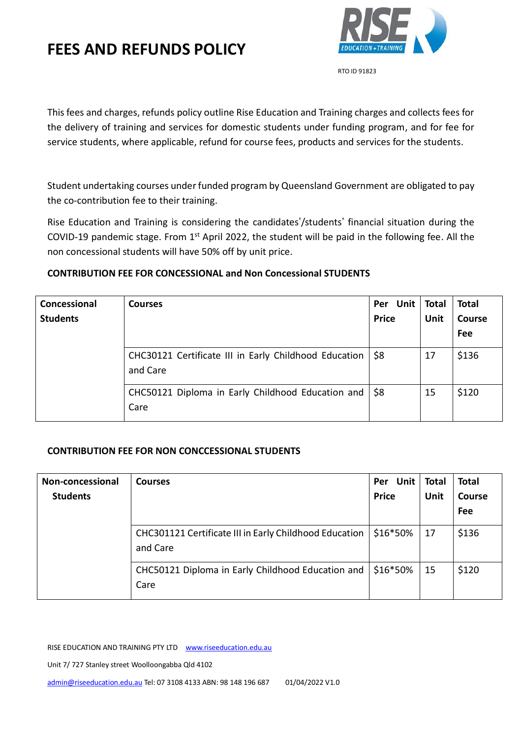# FEES AND REFUNDS POLICY

RTO ID 91823

This fees and charges, refunds policy outline Rise Education and Training charges and collects fees for the delivery of training and services for domestic students under funding program, and for fee for service students, where applicable, refund for course fees, products and services for the students.

Student undertaking courses under funded program by Queensland Government are obligated to pay the co-contribution fee to their training.

Rise Education and Training is considering the candidates'/students' financial situation during the COVID-19 pandemic stage. From 1st April 2022, the student will be paid in the following fee. All the non concessional students will have 50% off by unit price.

**CONTRIBUTION FEE FOR CONCESSIONAL and Non Concessional STUDENTS**

| Concessional Students | Courses | Per Unit Price | Total Unit | Total Course Fee |
|---|---|---|---|---|
| | CHC30121 Certificate III in Early Childhood Education and Care | $8 | 17 | $136 |
| | CHC50121 Diploma in Early Childhood Education and Care | $8 | 15 | $120 |

**CONTRIBUTION FEE FOR NON CONCCESSIONAL STUDENTS**

| Non-concessional Students | Courses | Per Unit Price | Total Unit | Total Course Fee |
|---|---|---|---|---|
| | CHC301121 Certificate III in Early Childhood Education and Care | $16*50% | 17 | $136 |
| | CHC50121 Diploma in Early Childhood Education and Care | $16*50% | 15 | $120 |

RISE EDUCATION AND TRAINING PTY LTD www.riseeducation.edu.au

Unit 7/ 727 Stanley street Woolloongabba Qld 4102

admin@riseeducation.edu.au Tel: 07 3108 4133 ABN: 98 148 196 687 01/04/2022 V1.0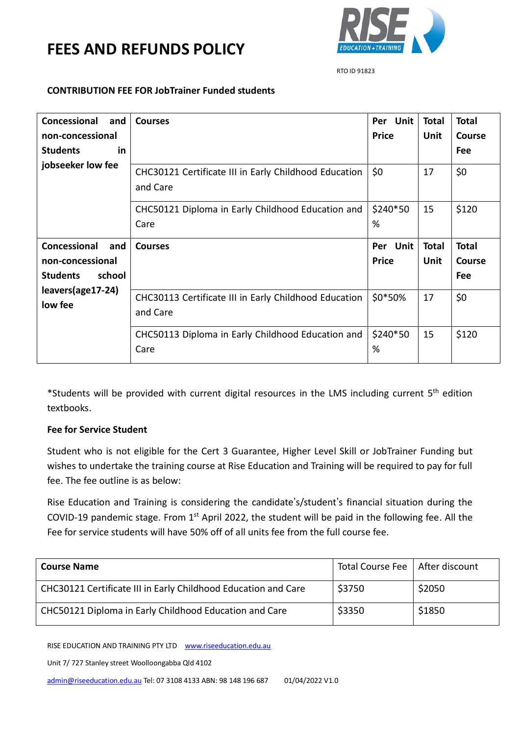# FEES AND REFUNDS POLICY

RTO ID 91823

**CONTRIBUTION FEE FOR JobTrainer Funded students**

| **Concessional and non-concessional Students in jobseeker low fee** | **Courses** | **Per Unit Price** | **Total Unit** | **Total Course Fee** |
|---|---|---|---|---|
| | CHC30121 Certificate III in Early Childhood Education and Care | $0 | 17 | $0 |
| | CHC50121 Diploma in Early Childhood Education and Care | $240*50% | 15 | $120 |
| **Concessional and non-concessional Students school leavers(age17-24) low fee** | **Courses** | **Per Unit Price** | **Total Unit** | **Total Course Fee** |
| | CHC30113 Certificate III in Early Childhood Education and Care | $0*50% | 17 | $0 |
| | CHC50113 Diploma in Early Childhood Education and Care | $240*50% | 15 | $120 |

*Students will be provided with current digital resources in the LMS including current 5th edition textbooks.

**Fee for Service Student**

Student who is not eligible for the Cert 3 Guarantee, Higher Level Skill or JobTrainer Funding but wishes to undertake the training course at Rise Education and Training will be required to pay for full fee. The fee outline is as below:

Rise Education and Training is considering the candidate's/student's financial situation during the COVID-19 pandemic stage. From 1st April 2022, the student will be paid in the following fee. All the Fee for service students will have 50% off of all units fee from the full course fee.

| **Course Name** | Total Course Fee | After discount |
|---|---|---|
| CHC30121 Certificate III in Early Childhood Education and Care | $3750 | $2050 |
| CHC50121 Diploma in Early Childhood Education and Care | $3350 | $1850 |

RISE EDUCATION AND TRAINING PTY LTD www.riseeducation.edu.au

Unit 7/ 727 Stanley street Woolloongabba Qld 4102

admin@riseeducation.edu.au Tel: 07 3108 4133 ABN: 98 148 196 687 01/04/2022 V1.0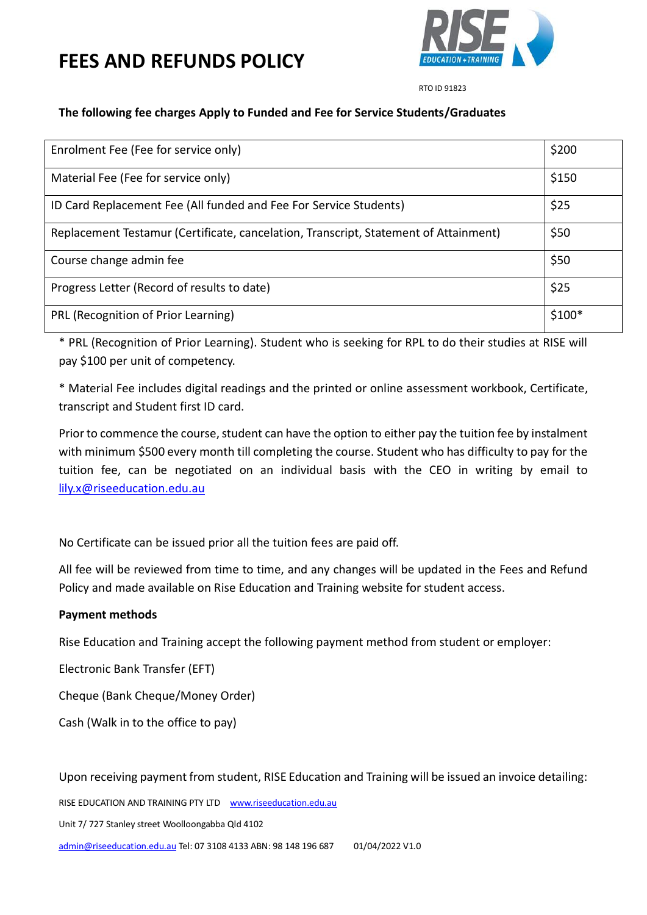# FEES AND REFUNDS POLICY

RTO ID 91823

**The following fee charges Apply to Funded and Fee for Service Students/Graduates**

| | |
|---|---|
| Enrolment Fee (Fee for service only) | $200 |
| Material Fee (Fee for service only) | $150 |
| ID Card Replacement Fee (All funded and Fee For Service Students) | $25 |
| Replacement Testamur (Certificate, cancelation, Transcript, Statement of Attainment) | $50 |
| Course change admin fee | $50 |
| Progress Letter (Record of results to date) | $25 |
| PRL (Recognition of Prior Learning) | $100* |

* PRL (Recognition of Prior Learning). Student who is seeking for RPL to do their studies at RISE will pay $100 per unit of competency.

* Material Fee includes digital readings and the printed or online assessment workbook, Certificate, transcript and Student first ID card.

Prior to commence the course, student can have the option to either pay the tuition fee by instalment with minimum $500 every month till completing the course. Student who has difficulty to pay for the tuition fee, can be negotiated on an individual basis with the CEO in writing by email to lily.x@riseeducation.edu.au

No Certificate can be issued prior all the tuition fees are paid off.

All fee will be reviewed from time to time, and any changes will be updated in the Fees and Refund Policy and made available on Rise Education and Training website for student access.

**Payment methods**

Rise Education and Training accept the following payment method from student or employer:

Electronic Bank Transfer (EFT)

Cheque (Bank Cheque/Money Order)

Cash (Walk in to the office to pay)

Upon receiving payment from student, RISE Education and Training will be issued an invoice detailing: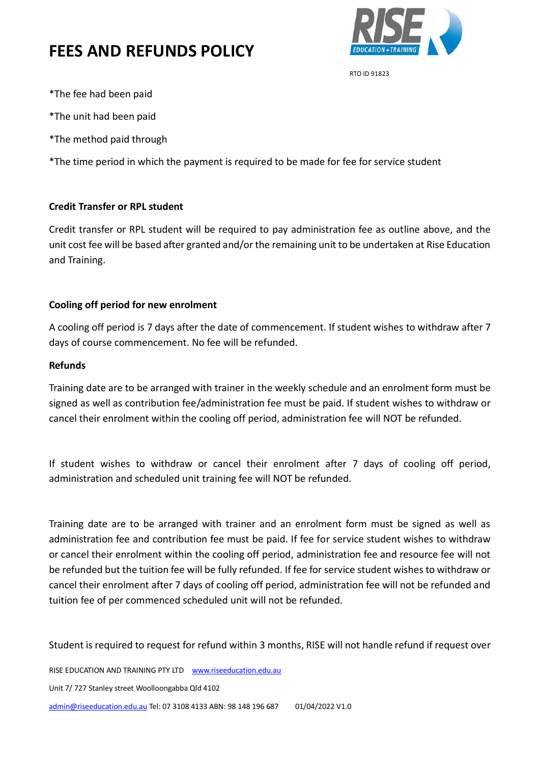*The fee had been paid

*The unit had been paid

*The method paid through

*The time period in which the payment is required to be made for fee for service student

**Credit Transfer or RPL student**

Credit transfer or RPL student will be required to pay administration fee as outline above, and the unit cost fee will be based after granted and/or the remaining unit to be undertaken at Rise Education and Training.

**Cooling off period for new enrolment**

A cooling off period is 7 days after the date of commencement. If student wishes to withdraw after 7 days of course commencement. No fee will be refunded.

**Refunds**

Training date are to be arranged with trainer in the weekly schedule and an enrolment form must be signed as well as contribution fee/administration fee must be paid. If student wishes to withdraw or cancel their enrolment within the cooling off period, administration fee will NOT be refunded.

If student wishes to withdraw or cancel their enrolment after 7 days of cooling off period, administration and scheduled unit training fee will NOT be refunded.

Training date are to be arranged with trainer and an enrolment form must be signed as well as administration fee and contribution fee must be paid. If fee for service student wishes to withdraw or cancel their enrolment within the cooling off period, administration fee and resource fee will not be refunded but the tuition fee will be fully refunded. If fee for service student wishes to withdraw or cancel their enrolment after 7 days of cooling off period, administration fee will not be refunded and tuition fee of per commenced scheduled unit will not be refunded.

Student is required to request for refund within 3 months, RISE will not handle refund if request over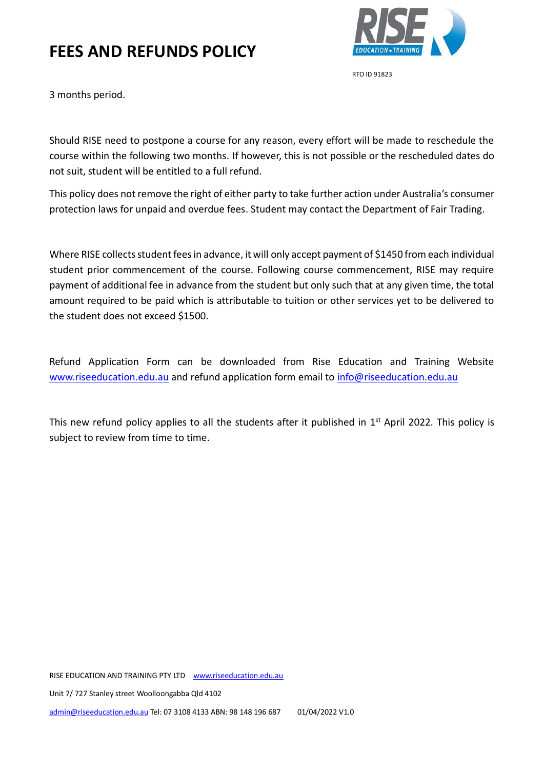3 months period.

Should RISE need to postpone a course for any reason, every effort will be made to reschedule the course within the following two months. If however, this is not possible or the rescheduled dates do not suit, student will be entitled to a full refund.

This policy does not remove the right of either party to take further action under Australia's consumer protection laws for unpaid and overdue fees. Student may contact the Department of Fair Trading.

Where RISE collects student fees in advance, it will only accept payment of $1450 from each individual student prior commencement of the course. Following course commencement, RISE may require payment of additional fee in advance from the student but only such that at any given time, the total amount required to be paid which is attributable to tuition or other services yet to be delivered to the student does not exceed $1500.

Refund Application Form can be downloaded from Rise Education and Training Website [www.riseeducation.edu.au](http://www.riseeducation.edu.au) and refund application form email to [info@riseeducation.edu.au](mailto:info@riseeducation.edu.au)

This new refund policy applies to all the students after it published in 1st April 2022. This policy is subject to review from time to time.